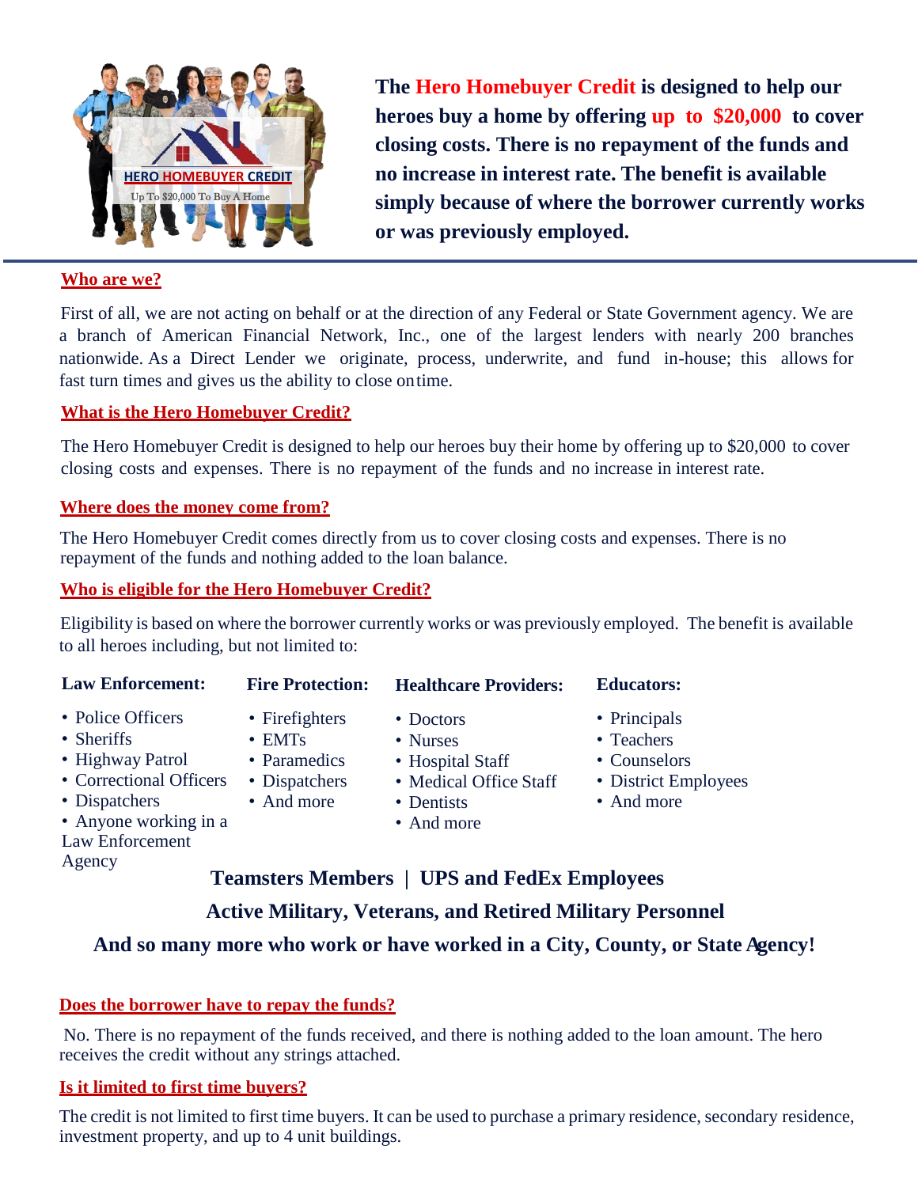**The Hero Homebuyer Credit is designed to help our heroes buy a home by offering up to $20,000 to cover closing costs. There is no repayment of the funds and no increase in interest rate. The benefit is available simply because of where the borrower currently works or was previously employed.**

## Who are we?

First of all, we are not acting on behalf or at the direction of any Federal or State Government agency. We are a branch of American Financial Network, Inc., one of the largest lenders with nearly 200 branches nationwide. As a Direct Lender we originate, process, underwrite, and fund in-house; this allows for fast turn times and gives us the ability to close on time.

## What is the Hero Homebuyer Credit?

The Hero Homebuyer Credit is designed to help our heroes buy their home by offering up to $20,000 to cover closing costs and expenses. There is no repayment of the funds and no increase in interest rate.

## Where does the money come from?

The Hero Homebuyer Credit comes directly from us to cover closing costs and expenses. There is no repayment of the funds and nothing added to the loan balance.

## Who is eligible for the Hero Homebuyer Credit?

Eligibility is based on where the borrower currently works or was previously employed. The benefit is available to all heroes including, but not limited to:

**Law Enforcement:**

- Police Officers
- Sheriffs
- Highway Patrol
- Correctional Officers
- Dispatchers
- Anyone working in a Law Enforcement Agency

**Fire Protection:**

- Firefighters
- EMTs
- Paramedics
- Dispatchers
- And more

**Healthcare Providers:**

- Doctors
- Nurses
- Hospital Staff
- Medical Office Staff
- Dentists
- And more

**Educators:**

- Principals
- Teachers
- Counselors
- District Employees
- And more

**Teamsters Members | UPS and FedEx Employees**

**Active Military, Veterans, and Retired Military Personnel**

**And so many more who work or have worked in a City, County, or State Agency!**

## Does the borrower have to repay the funds?

No. There is no repayment of the funds received, and there is nothing added to the loan amount. The hero receives the credit without any strings attached.

## Is it limited to first time buyers?

The credit is not limited to first time buyers. It can be used to purchase a primary residence, secondary residence, investment property, and up to 4 unit buildings.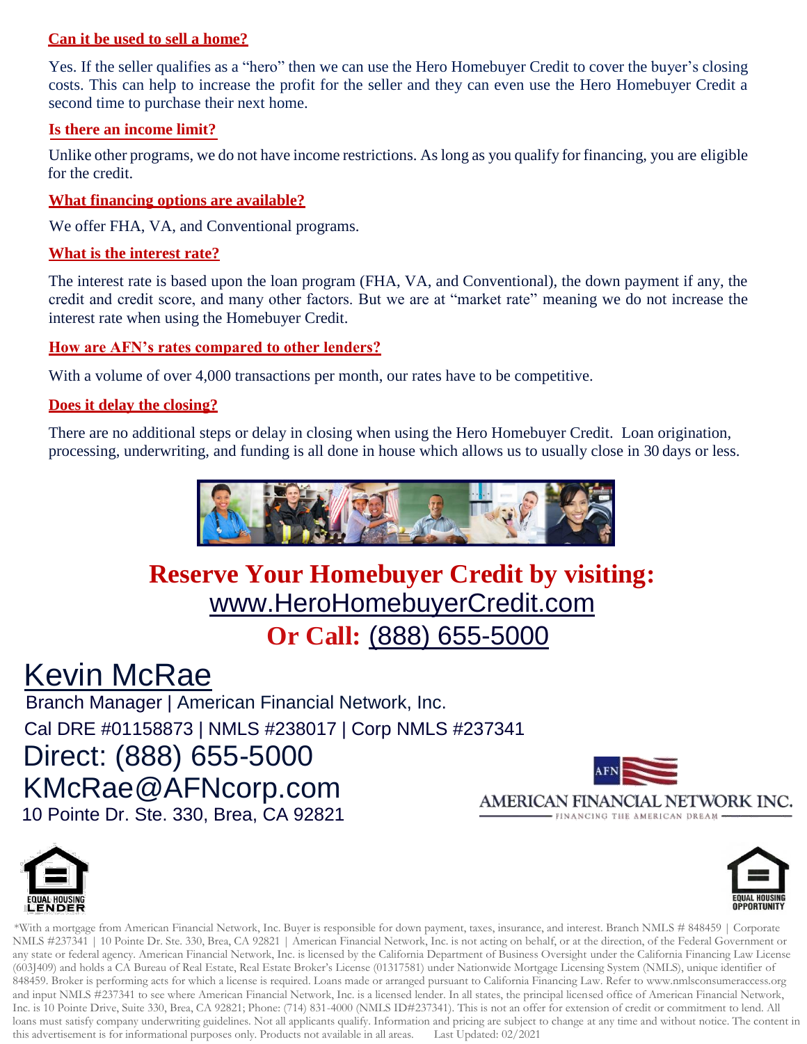**Can it be used to sell a home?**

Yes. If the seller qualifies as a "hero" then we can use the Hero Homebuyer Credit to cover the buyer's closing costs. This can help to increase the profit for the seller and they can even use the Hero Homebuyer Credit a second time to purchase their next home.

**Is there an income limit?**

Unlike other programs, we do not have income restrictions. As long as you qualify for financing, you are eligible for the credit.

**What financing options are available?**

We offer FHA, VA, and Conventional programs.

**What is the interest rate?**

The interest rate is based upon the loan program (FHA, VA, and Conventional), the down payment if any, the credit and credit score, and many other factors. But we are at "market rate" meaning we do not increase the interest rate when using the Homebuyer Credit.

**How are AFN's rates compared to other lenders?**

With a volume of over 4,000 transactions per month, our rates have to be competitive.

**Does it delay the closing?**

There are no additional steps or delay in closing when using the Hero Homebuyer Credit. Loan origination, processing, underwriting, and funding is all done in house which allows us to usually close in 30 days or less.

## Reserve Your Homebuyer Credit by visiting:

www.HeroHomebuyerCredit.com

**Or Call:** (888) 655-5000

## Kevin McRae

Branch Manager | American Financial Network, Inc.

Cal DRE #01158873 | NMLS #238017 | Corp NMLS #237341

Direct: (888) 655-5000

KMcRae@AFNcorp.com

10 Pointe Dr. Ste. 330, Brea, CA 92821

AFN AMERICAN FINANCIAL NETWORK INC.

FINANCING THE AMERICAN DREAM

EQUAL HOUSING LENDER

EQUAL HOUSING OPPORTUNITY

*With a mortgage from American Financial Network, Inc. Buyer is responsible for down payment, taxes, insurance, and interest. Branch NMLS # 848459 | Corporate NMLS #237341 | 10 Pointe Dr. Ste. 330, Brea, CA 92821 | American Financial Network, Inc. is not acting on behalf, or at the direction, of the Federal Government or any state or federal agency. American Financial Network, Inc. is licensed by the California Department of Business Oversight under the California Financing Law License (603J409) and holds a CA Bureau of Real Estate, Real Estate Broker's License (01317581) under Nationwide Mortgage Licensing System (NMLS), unique identifier of 848459. Broker is performing acts for which a license is required. Loans made or arranged pursuant to California Financing Law. Refer to www.nmlsconsumeraccess.org and input NMLS #237341 to see where American Financial Network, Inc. is a licensed lender. In all states, the principal licensed office of American Financial Network, Inc. is 10 Pointe Drive, Suite 330, Brea, CA 92821; Phone: (714) 831-4000 (NMLS ID#237341). This is not an offer for extension of credit or commitment to lend. All loans must satisfy company underwriting guidelines. Not all applicants qualify. Information and pricing are subject to change at any time and without notice. The content in this advertisement is for informational purposes only. Products not available in all areas. Last Updated: 02/2021